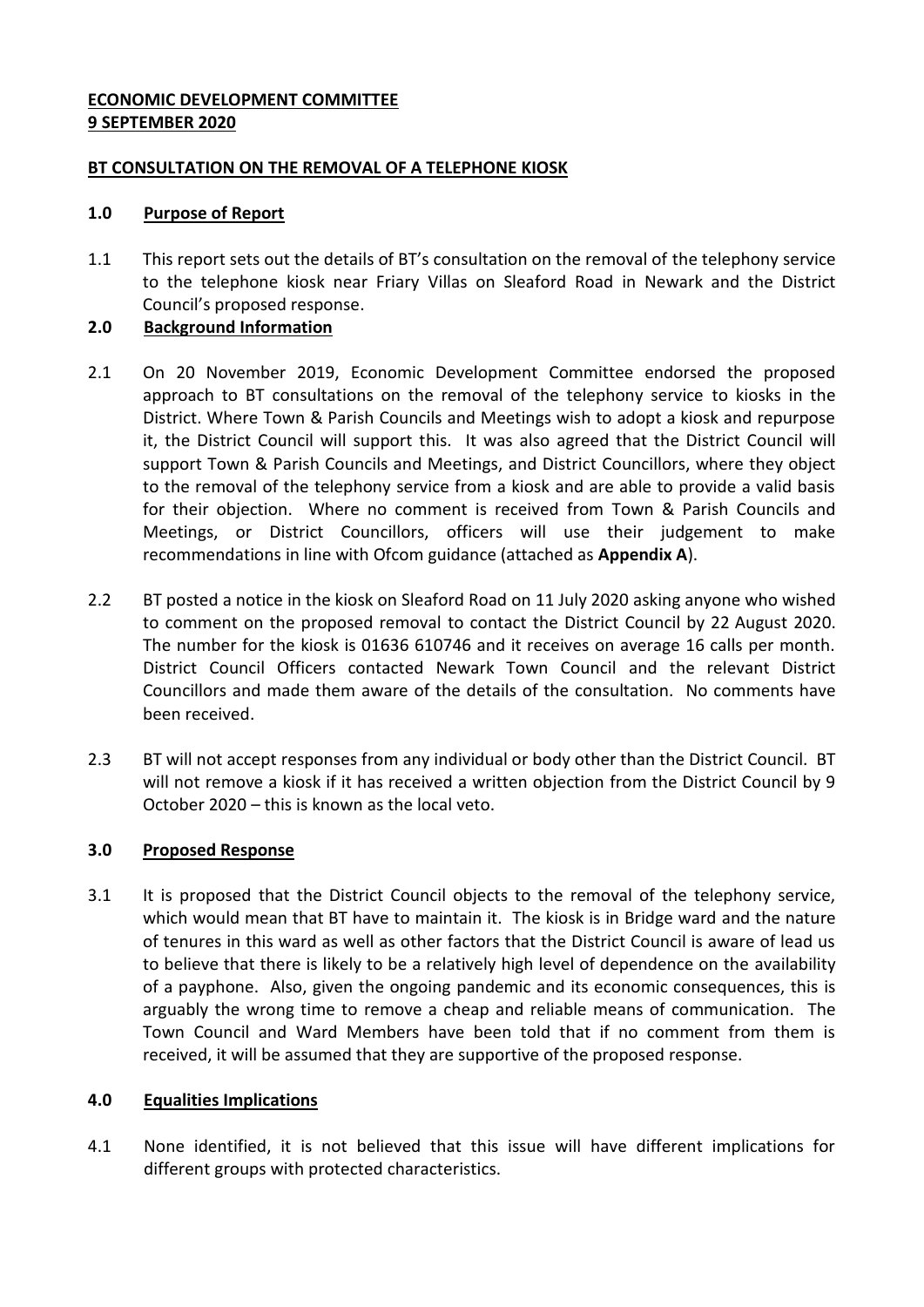**ECONOMIC DEVELOPMENT COMMITTEE**
**9 SEPTEMBER 2020**

**BT CONSULTATION ON THE REMOVAL OF A TELEPHONE KIOSK**

## 1.0 Purpose of Report

1.1 This report sets out the details of BT's consultation on the removal of the telephony service to the telephone kiosk near Friary Villas on Sleaford Road in Newark and the District Council's proposed response.

## 2.0 Background Information

2.1 On 20 November 2019, Economic Development Committee endorsed the proposed approach to BT consultations on the removal of the telephony service to kiosks in the District. Where Town & Parish Councils and Meetings wish to adopt a kiosk and repurpose it, the District Council will support this. It was also agreed that the District Council will support Town & Parish Councils and Meetings, and District Councillors, where they object to the removal of the telephony service from a kiosk and are able to provide a valid basis for their objection. Where no comment is received from Town & Parish Councils and Meetings, or District Councillors, officers will use their judgement to make recommendations in line with Ofcom guidance (attached as **Appendix A**).

2.2 BT posted a notice in the kiosk on Sleaford Road on 11 July 2020 asking anyone who wished to comment on the proposed removal to contact the District Council by 22 August 2020. The number for the kiosk is 01636 610746 and it receives on average 16 calls per month. District Council Officers contacted Newark Town Council and the relevant District Councillors and made them aware of the details of the consultation. No comments have been received.

2.3 BT will not accept responses from any individual or body other than the District Council. BT will not remove a kiosk if it has received a written objection from the District Council by 9 October 2020 – this is known as the local veto.

## 3.0 Proposed Response

3.1 It is proposed that the District Council objects to the removal of the telephony service, which would mean that BT have to maintain it. The kiosk is in Bridge ward and the nature of tenures in this ward as well as other factors that the District Council is aware of lead us to believe that there is likely to be a relatively high level of dependence on the availability of a payphone. Also, given the ongoing pandemic and its economic consequences, this is arguably the wrong time to remove a cheap and reliable means of communication. The Town Council and Ward Members have been told that if no comment from them is received, it will be assumed that they are supportive of the proposed response.

## 4.0 Equalities Implications

4.1 None identified, it is not believed that this issue will have different implications for different groups with protected characteristics.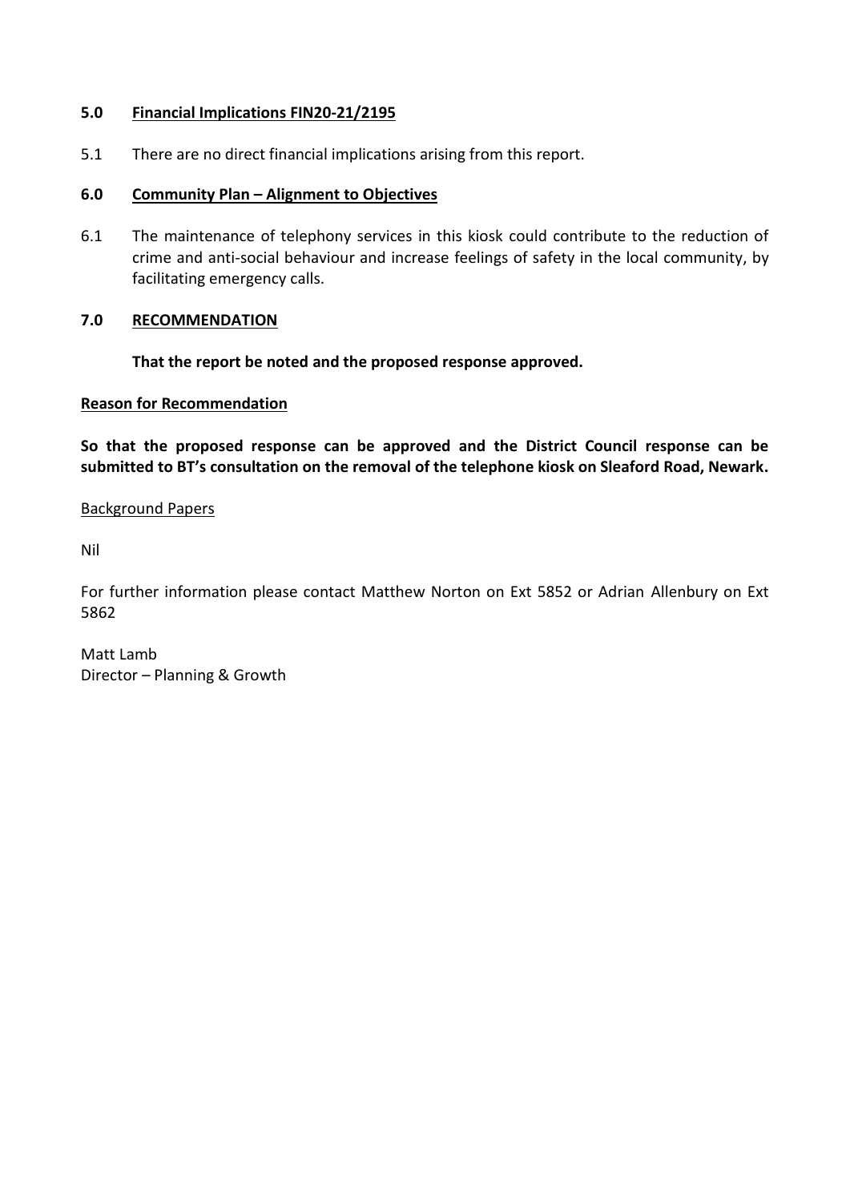## 5.0 Financial Implications FIN20-21/2195

5.1 There are no direct financial implications arising from this report.

## 6.0 Community Plan – Alignment to Objectives

6.1 The maintenance of telephony services in this kiosk could contribute to the reduction of crime and anti-social behaviour and increase feelings of safety in the local community, by facilitating emergency calls.

## 7.0 RECOMMENDATION

**That the report be noted and the proposed response approved.**

**Reason for Recommendation**

**So that the proposed response can be approved and the District Council response can be submitted to BT's consultation on the removal of the telephone kiosk on Sleaford Road, Newark.**

Background Papers

Nil

For further information please contact Matthew Norton on Ext 5852 or Adrian Allenbury on Ext 5862

Matt Lamb
Director – Planning & Growth